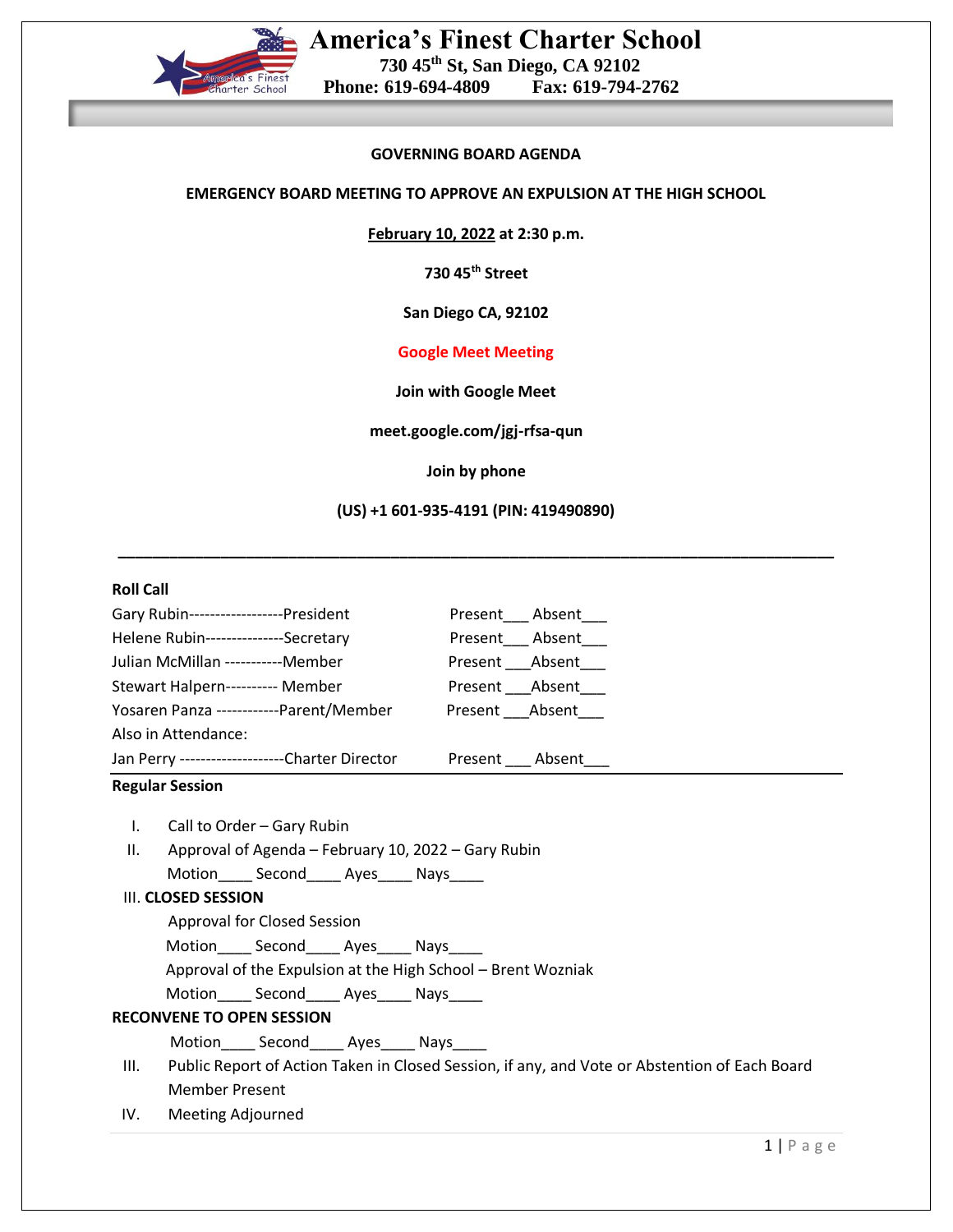# America's Finest Charter School

730 45th St, San Diego, CA 92102

Phone: 619-694-4809 Fax: 619-794-2762

**GOVERNING BOARD AGENDA**

**EMERGENCY BOARD MEETING TO APPROVE AN EXPULSION AT THE HIGH SCHOOL**

**February 10, 2022 at 2:30 p.m.**

**730 45th Street**

**San Diego CA, 92102**

**Google Meet Meeting**

**Join with Google Meet**

**meet.google.com/jgj-rfsa-qun**

**Join by phone**

**(US) +1 601-935-4191 (PIN: 419490890)**

---

**Roll Call**

| | |
|---|---|
| Gary Rubin------------------President | Present___ Absent___ |
| Helene Rubin---------------Secretary | Present___ Absent___ |
| Julian McMillan -----------Member | Present ___Absent___ |
| Stewart Halpern---------- Member | Present ___Absent___ |
| Yosaren Panza ------------Parent/Member | Present ___Absent___ |
| Also in Attendance: | |
| Jan Perry --------------------Charter Director | Present ___ Absent___ |

**Regular Session**

I. Call to Order – Gary Rubin

II. Approval of Agenda – February 10, 2022 – Gary Rubin

Motion____ Second____ Ayes____ Nays____

III. **CLOSED SESSION**

Approval for Closed Session

Motion____ Second____ Ayes____ Nays____

Approval of the Expulsion at the High School – Brent Wozniak

Motion____ Second____ Ayes____ Nays____

**RECONVENE TO OPEN SESSION**

Motion____ Second____ Ayes____ Nays____

III. Public Report of Action Taken in Closed Session, if any, and Vote or Abstention of Each Board Member Present

IV. Meeting Adjourned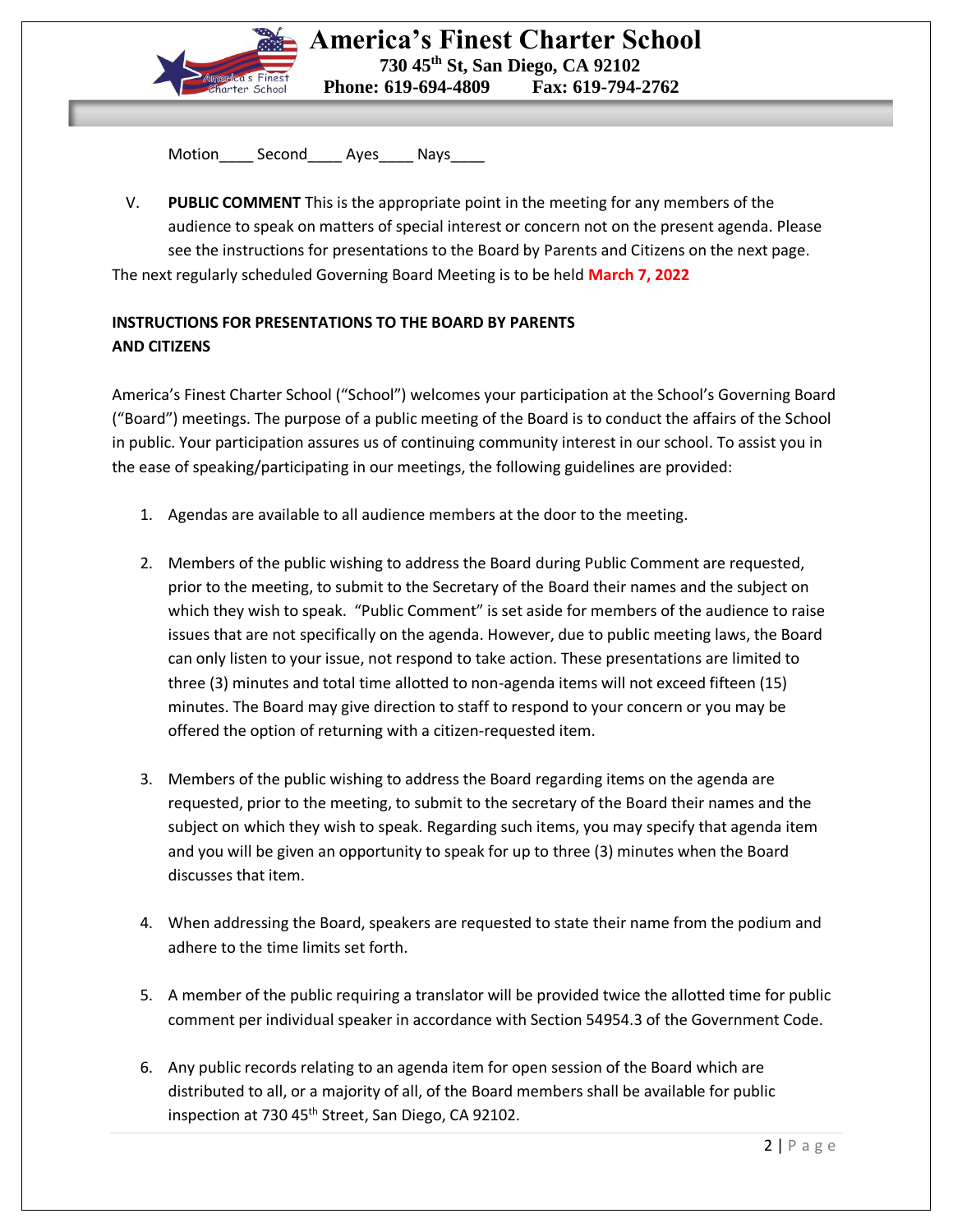Motion____ Second____ Ayes____ Nays____

V. **PUBLIC COMMENT** This is the appropriate point in the meeting for any members of the audience to speak on matters of special interest or concern not on the present agenda. Please see the instructions for presentations to the Board by Parents and Citizens on the next page.

The next regularly scheduled Governing Board Meeting is to be held **March 7, 2022**

**INSTRUCTIONS FOR PRESENTATIONS TO THE BOARD BY PARENTS AND CITIZENS**

America's Finest Charter School ("School") welcomes your participation at the School's Governing Board ("Board") meetings. The purpose of a public meeting of the Board is to conduct the affairs of the School in public. Your participation assures us of continuing community interest in our school. To assist you in the ease of speaking/participating in our meetings, the following guidelines are provided:

1. Agendas are available to all audience members at the door to the meeting.

2. Members of the public wishing to address the Board during Public Comment are requested, prior to the meeting, to submit to the Secretary of the Board their names and the subject on which they wish to speak. "Public Comment" is set aside for members of the audience to raise issues that are not specifically on the agenda. However, due to public meeting laws, the Board can only listen to your issue, not respond to take action. These presentations are limited to three (3) minutes and total time allotted to non-agenda items will not exceed fifteen (15) minutes. The Board may give direction to staff to respond to your concern or you may be offered the option of returning with a citizen-requested item.

3. Members of the public wishing to address the Board regarding items on the agenda are requested, prior to the meeting, to submit to the secretary of the Board their names and the subject on which they wish to speak. Regarding such items, you may specify that agenda item and you will be given an opportunity to speak for up to three (3) minutes when the Board discusses that item.

4. When addressing the Board, speakers are requested to state their name from the podium and adhere to the time limits set forth.

5. A member of the public requiring a translator will be provided twice the allotted time for public comment per individual speaker in accordance with Section 54954.3 of the Government Code.

6. Any public records relating to an agenda item for open session of the Board which are distributed to all, or a majority of all, of the Board members shall be available for public inspection at 730 45th Street, San Diego, CA 92102.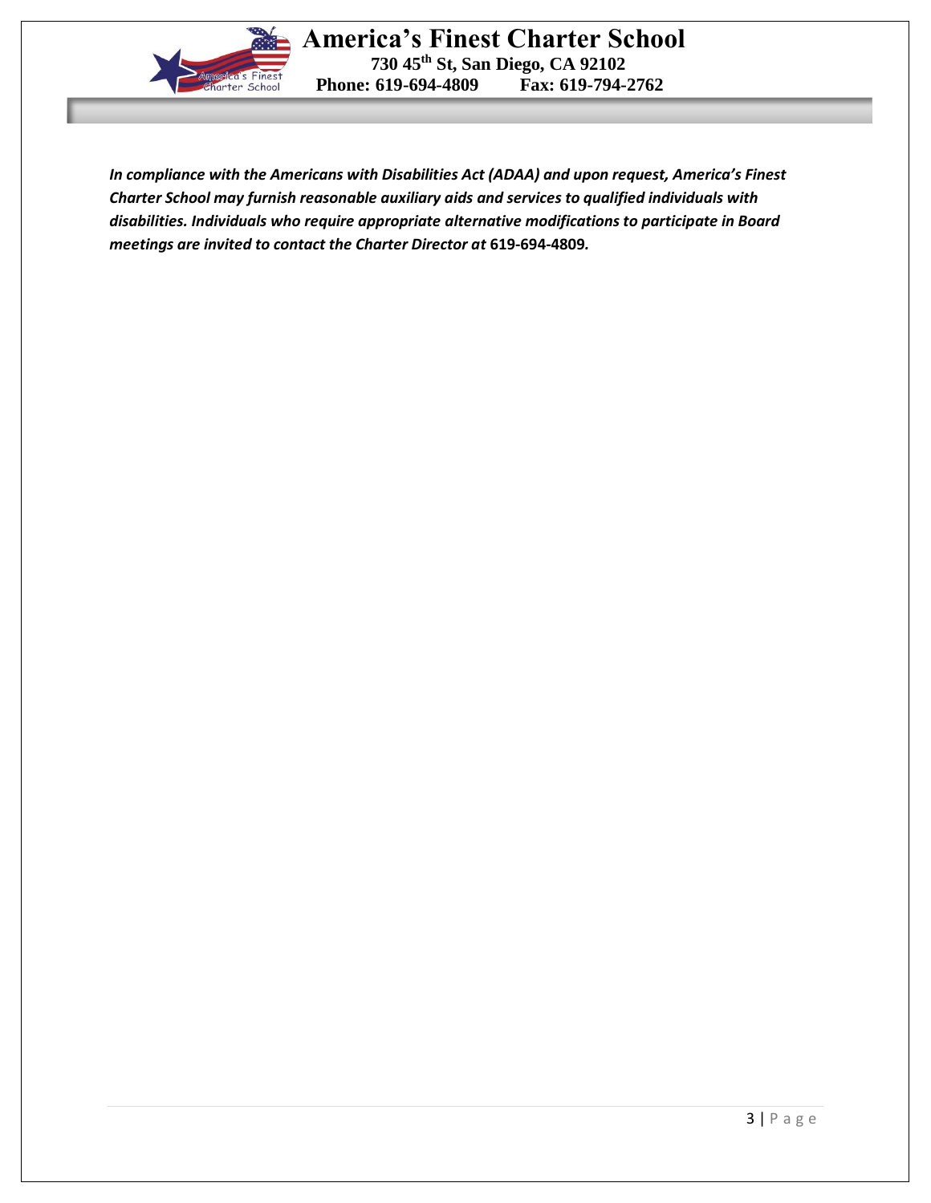***In compliance with the Americans with Disabilities Act (ADAA) and upon request, America's Finest Charter School may furnish reasonable auxiliary aids and services to qualified individuals with disabilities. Individuals who require appropriate alternative modifications to participate in Board meetings are invited to contact the Charter Director at* 619-694-4809*.***